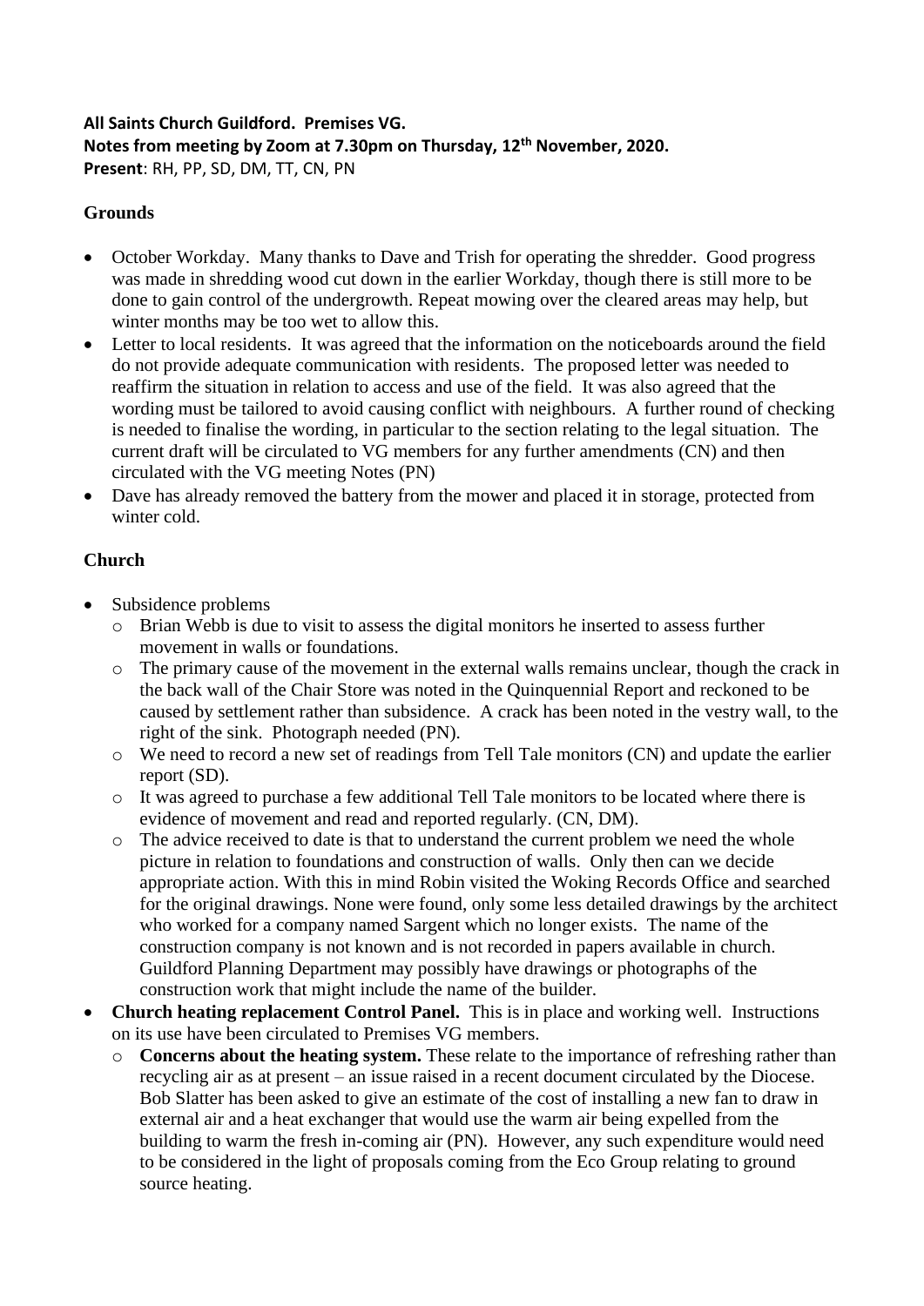**All Saints Church Guildford. Premises VG.**
**Notes from meeting by Zoom at 7.30pm on Thursday, 12th November, 2020.**
**Present**: RH, PP, SD, DM, TT, CN, PN

## Grounds

- October Workday. Many thanks to Dave and Trish for operating the shredder. Good progress was made in shredding wood cut down in the earlier Workday, though there is still more to be done to gain control of the undergrowth. Repeat mowing over the cleared areas may help, but winter months may be too wet to allow this.
- Letter to local residents. It was agreed that the information on the noticeboards around the field do not provide adequate communication with residents. The proposed letter was needed to reaffirm the situation in relation to access and use of the field. It was also agreed that the wording must be tailored to avoid causing conflict with neighbours. A further round of checking is needed to finalise the wording, in particular to the section relating to the legal situation. The current draft will be circulated to VG members for any further amendments (CN) and then circulated with the VG meeting Notes (PN)
- Dave has already removed the battery from the mower and placed it in storage, protected from winter cold.

## Church

- Subsidence problems
  - Brian Webb is due to visit to assess the digital monitors he inserted to assess further movement in walls or foundations.
  - The primary cause of the movement in the external walls remains unclear, though the crack in the back wall of the Chair Store was noted in the Quinquennial Report and reckoned to be caused by settlement rather than subsidence. A crack has been noted in the vestry wall, to the right of the sink. Photograph needed (PN).
  - We need to record a new set of readings from Tell Tale monitors (CN) and update the earlier report (SD).
  - It was agreed to purchase a few additional Tell Tale monitors to be located where there is evidence of movement and read and reported regularly. (CN, DM).
  - The advice received to date is that to understand the current problem we need the whole picture in relation to foundations and construction of walls. Only then can we decide appropriate action. With this in mind Robin visited the Woking Records Office and searched for the original drawings. None were found, only some less detailed drawings by the architect who worked for a company named Sargent which no longer exists. The name of the construction company is not known and is not recorded in papers available in church. Guildford Planning Department may possibly have drawings or photographs of the construction work that might include the name of the builder.
- **Church heating replacement Control Panel.** This is in place and working well. Instructions on its use have been circulated to Premises VG members.
  - **Concerns about the heating system.** These relate to the importance of refreshing rather than recycling air as at present – an issue raised in a recent document circulated by the Diocese. Bob Slatter has been asked to give an estimate of the cost of installing a new fan to draw in external air and a heat exchanger that would use the warm air being expelled from the building to warm the fresh in-coming air (PN). However, any such expenditure would need to be considered in the light of proposals coming from the Eco Group relating to ground source heating.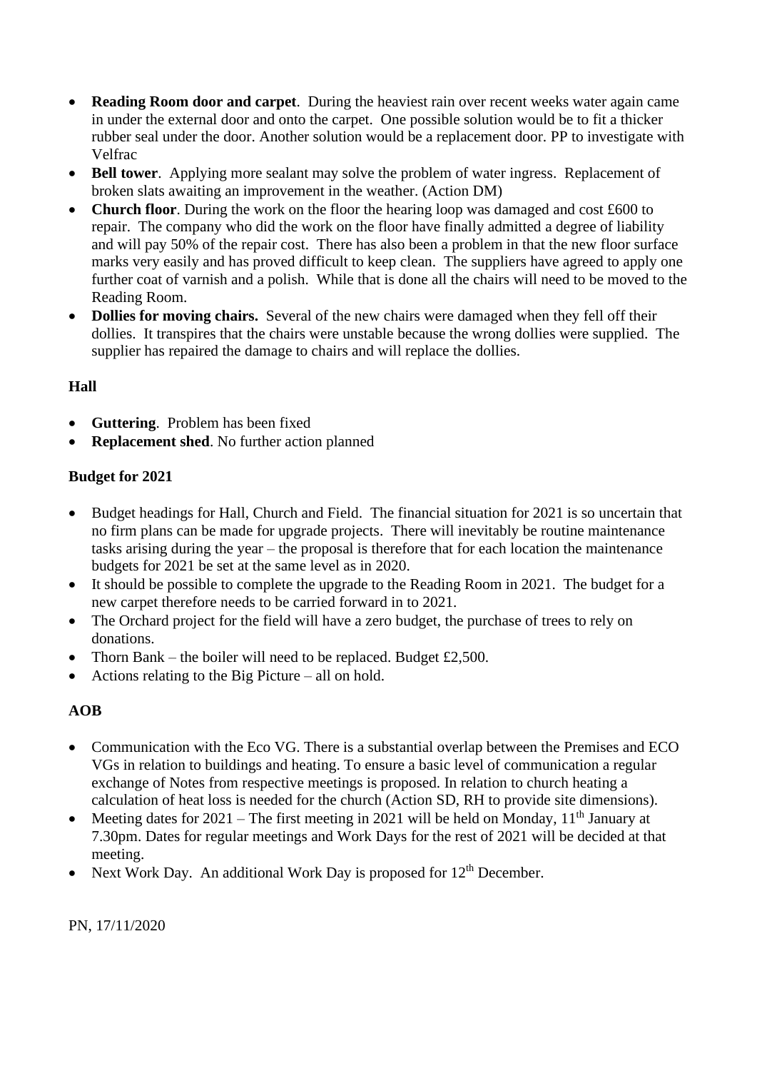- **Reading Room door and carpet**. During the heaviest rain over recent weeks water again came in under the external door and onto the carpet. One possible solution would be to fit a thicker rubber seal under the door. Another solution would be a replacement door. PP to investigate with Velfrac
- **Bell tower**. Applying more sealant may solve the problem of water ingress. Replacement of broken slats awaiting an improvement in the weather. (Action DM)
- **Church floor**. During the work on the floor the hearing loop was damaged and cost £600 to repair. The company who did the work on the floor have finally admitted a degree of liability and will pay 50% of the repair cost. There has also been a problem in that the new floor surface marks very easily and has proved difficult to keep clean. The suppliers have agreed to apply one further coat of varnish and a polish. While that is done all the chairs will need to be moved to the Reading Room.
- **Dollies for moving chairs.** Several of the new chairs were damaged when they fell off their dollies. It transpires that the chairs were unstable because the wrong dollies were supplied. The supplier has repaired the damage to chairs and will replace the dollies.

**Hall**

- **Guttering**. Problem has been fixed
- **Replacement shed**. No further action planned

**Budget for 2021**

- Budget headings for Hall, Church and Field. The financial situation for 2021 is so uncertain that no firm plans can be made for upgrade projects. There will inevitably be routine maintenance tasks arising during the year – the proposal is therefore that for each location the maintenance budgets for 2021 be set at the same level as in 2020.
- It should be possible to complete the upgrade to the Reading Room in 2021. The budget for a new carpet therefore needs to be carried forward in to 2021.
- The Orchard project for the field will have a zero budget, the purchase of trees to rely on donations.
- Thorn Bank – the boiler will need to be replaced. Budget £2,500.
- Actions relating to the Big Picture – all on hold.

**AOB**

- Communication with the Eco VG. There is a substantial overlap between the Premises and ECO VGs in relation to buildings and heating. To ensure a basic level of communication a regular exchange of Notes from respective meetings is proposed. In relation to church heating a calculation of heat loss is needed for the church (Action SD, RH to provide site dimensions).
- Meeting dates for 2021 – The first meeting in 2021 will be held on Monday, 11th January at 7.30pm. Dates for regular meetings and Work Days for the rest of 2021 will be decided at that meeting.
- Next Work Day. An additional Work Day is proposed for 12th December.

PN, 17/11/2020